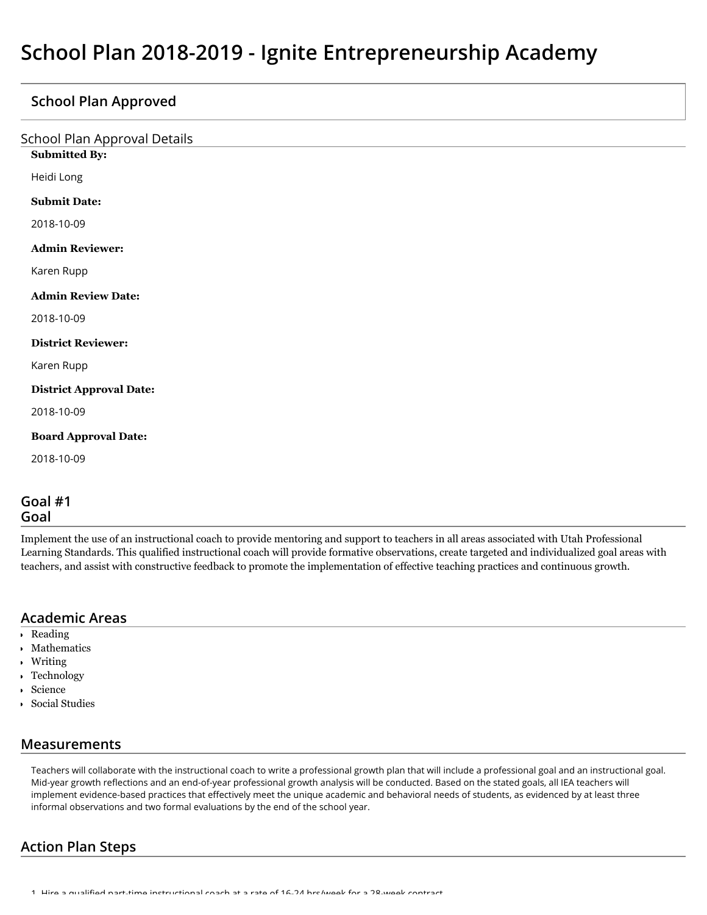# School Plan 2018-2019 - Ignite Entrepreneurship Academy

## School Plan Approved

### School Plan Approval Details

**Submitted By:**

Heidi Long

**Submit Date:**

2018-10-09

**Admin Reviewer:**

Karen Rupp

**Admin Review Date:**

2018-10-09

**District Reviewer:**

Karen Rupp

**District Approval Date:**

2018-10-09

**Board Approval Date:**

2018-10-09

## Goal #1
## Goal

Implement the use of an instructional coach to provide mentoring and support to teachers in all areas associated with Utah Professional Learning Standards. This qualified instructional coach will provide formative observations, create targeted and individualized goal areas with teachers, and assist with constructive feedback to promote the implementation of effective teaching practices and continuous growth.

## Academic Areas

- Reading
- Mathematics
- Writing
- Technology
- Science
- Social Studies

## Measurements

Teachers will collaborate with the instructional coach to write a professional growth plan that will include a professional goal and an instructional goal. Mid-year growth reflections and an end-of-year professional growth analysis will be conducted. Based on the stated goals, all IEA teachers will implement evidence-based practices that effectively meet the unique academic and behavioral needs of students, as evidenced by at least three informal observations and two formal evaluations by the end of the school year.

## Action Plan Steps

1. Hire a qualified part-time instructional coach at a rate of 16-24 hrs/week for a 28-week contract.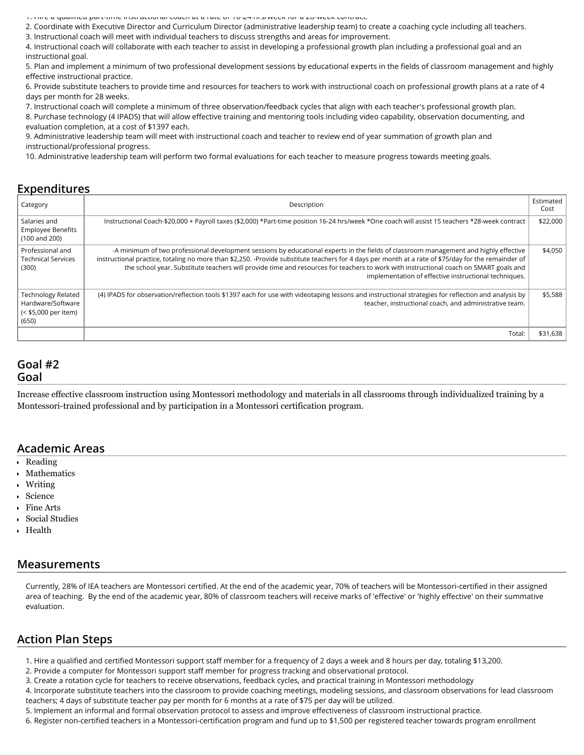1. Hire a qualified part-time instructional coach at a rate of 16-24 hrs/week for a 28-week contract.
2. Coordinate with Executive Director and Curriculum Director (administrative leadership team) to create a coaching cycle including all teachers.
3. Instructional coach will meet with individual teachers to discuss strengths and areas for improvement.
4. Instructional coach will collaborate with each teacher to assist in developing a professional growth plan including a professional goal and an instructional goal.
5. Plan and implement a minimum of two professional development sessions by educational experts in the fields of classroom management and highly effective instructional practice.
6. Provide substitute teachers to provide time and resources for teachers to work with instructional coach on professional growth plans at a rate of 4 days per month for 28 weeks.
7. Instructional coach will complete a minimum of three observation/feedback cycles that align with each teacher's professional growth plan.
8. Purchase technology (4 IPADS) that will allow effective training and mentoring tools including video capability, observation documenting, and evaluation completion, at a cost of $1397 each.
9. Administrative leadership team will meet with instructional coach and teacher to review end of year summation of growth plan and instructional/professional progress.
10. Administrative leadership team will perform two formal evaluations for each teacher to measure progress towards meeting goals.

## Expenditures

| Category | Description | Estimated Cost |
| --- | --- | --- |
| Salaries and Employee Benefits (100 and 200) | Instructional Coach-$20,000 + Payroll taxes ($2,000) *Part-time position 16-24 hrs/week *One coach will assist 15 teachers *28-week contract | $22,000 |
| Professional and Technical Services (300) | -A minimum of two professional development sessions by educational experts in the fields of classroom management and highly effective instructional practice, totaling no more than $2,250. -Provide substitute teachers for 4 days per month at a rate of $75/day for the remainder of the school year. Substitute teachers will provide time and resources for teachers to work with instructional coach on SMART goals and implementation of effective instructional techniques. | $4,050 |
| Technology Related Hardware/Software (< $5,000 per item) (650) | (4) IPADS for observation/reflection tools $1397 each for use with videotaping lessons and instructional strategies for reflection and analysis by teacher, instructional coach, and administrative team. | $5,588 |
| | Total: | $31,638 |

## Goal #2
## Goal

Increase effective classroom instruction using Montessori methodology and materials in all classrooms through individualized training by a Montessori-trained professional and by participation in a Montessori certification program.

## Academic Areas

- Reading
- Mathematics
- Writing
- Science
- Fine Arts
- Social Studies
- Health

## Measurements

Currently, 28% of IEA teachers are Montessori certified. At the end of the academic year, 70% of teachers will be Montessori-certified in their assigned area of teaching. By the end of the academic year, 80% of classroom teachers will receive marks of 'effective' or 'highly effective' on their summative evaluation.

## Action Plan Steps

1. Hire a qualified and certified Montessori support staff member for a frequency of 2 days a week and 8 hours per day, totaling $13,200.
2. Provide a computer for Montessori support staff member for progress tracking and observational protocol.
3. Create a rotation cycle for teachers to receive observations, feedback cycles, and practical training in Montessori methodology
4. Incorporate substitute teachers into the classroom to provide coaching meetings, modeling sessions, and classroom observations for lead classroom teachers; 4 days of substitute teacher pay per month for 6 months at a rate of $75 per day will be utilized.
5. Implement an informal and formal observation protocol to assess and improve effectiveness of classroom instructional practice.
6. Register non-certified teachers in a Montessori-certification program and fund up to $1,500 per registered teacher towards program enrollment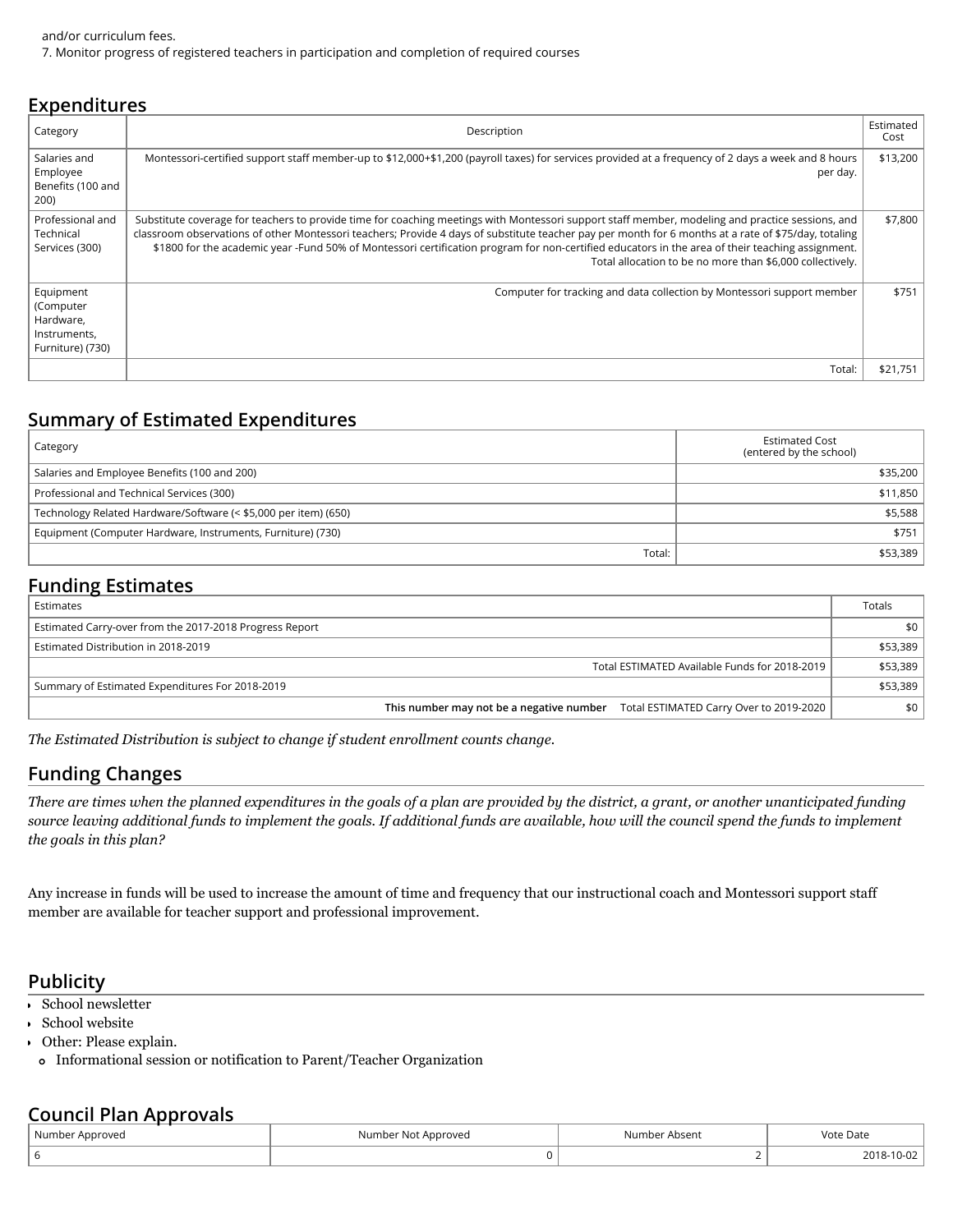and/or curriculum fees.

7. Monitor progress of registered teachers in participation and completion of required courses

## Expenditures

| Category | Description | Estimated Cost |
|---|---|---|
| Salaries and Employee Benefits (100 and 200) | Montessori-certified support staff member-up to $12,000+$1,200 (payroll taxes) for services provided at a frequency of 2 days a week and 8 hours per day. | $13,200 |
| Professional and Technical Services (300) | Substitute coverage for teachers to provide time for coaching meetings with Montessori support staff member, modeling and practice sessions, and classroom observations of other Montessori teachers; Provide 4 days of substitute teacher pay per month for 6 months at a rate of $75/day, totaling $1800 for the academic year -Fund 50% of Montessori certification program for non-certified educators in the area of their teaching assignment. Total allocation to be no more than $6,000 collectively. | $7,800 |
| Equipment (Computer Hardware, Instruments, Furniture) (730) | Computer for tracking and data collection by Montessori support member | $751 |
| | Total: | $21,751 |

## Summary of Estimated Expenditures

| Category | Estimated Cost (entered by the school) |
|---|---|
| Salaries and Employee Benefits (100 and 200) | $35,200 |
| Professional and Technical Services (300) | $11,850 |
| Technology Related Hardware/Software (< $5,000 per item) (650) | $5,588 |
| Equipment (Computer Hardware, Instruments, Furniture) (730) | $751 |
| Total: | $53,389 |

## Funding Estimates

| Estimates | Totals |
|---|---|
| Estimated Carry-over from the 2017-2018 Progress Report | $0 |
| Estimated Distribution in 2018-2019 | $53,389 |
| Total ESTIMATED Available Funds for 2018-2019 | $53,389 |
| Summary of Estimated Expenditures For 2018-2019 | $53,389 |
| **This number may not be a negative number** Total ESTIMATED Carry Over to 2019-2020 | $0 |

*The Estimated Distribution is subject to change if student enrollment counts change.*

## Funding Changes

*There are times when the planned expenditures in the goals of a plan are provided by the district, a grant, or another unanticipated funding source leaving additional funds to implement the goals. If additional funds are available, how will the council spend the funds to implement the goals in this plan?*

Any increase in funds will be used to increase the amount of time and frequency that our instructional coach and Montessori support staff member are available for teacher support and professional improvement.

## Publicity

- School newsletter
- School website
- Other: Please explain.
  - Informational session or notification to Parent/Teacher Organization

## Council Plan Approvals

| Number Approved | Number Not Approved | Number Absent | Vote Date |
|---|---|---|---|
| 6 | 0 | 2 | 2018-10-02 |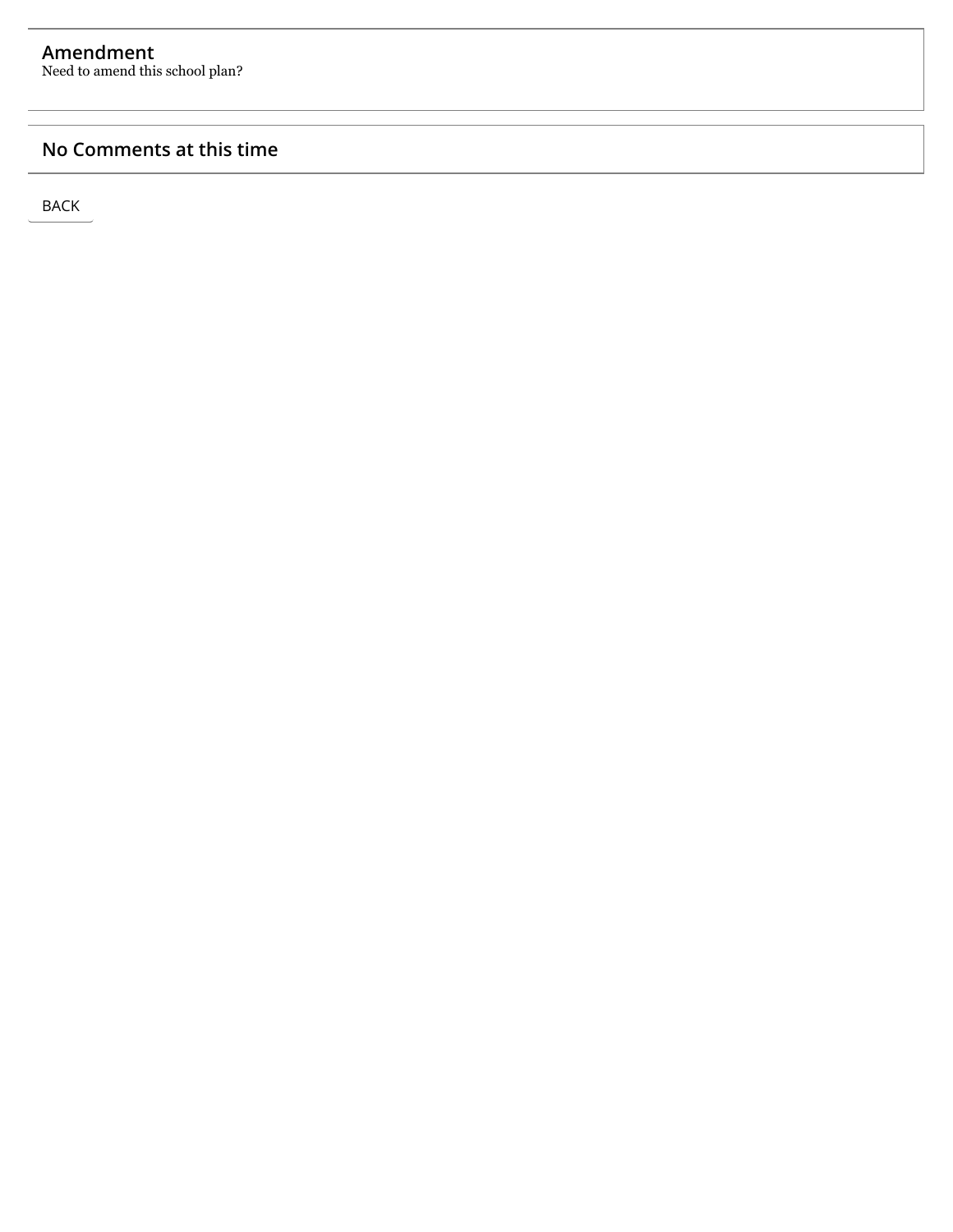### Amendment

Need to amend this school plan?

### No Comments at this time

BACK